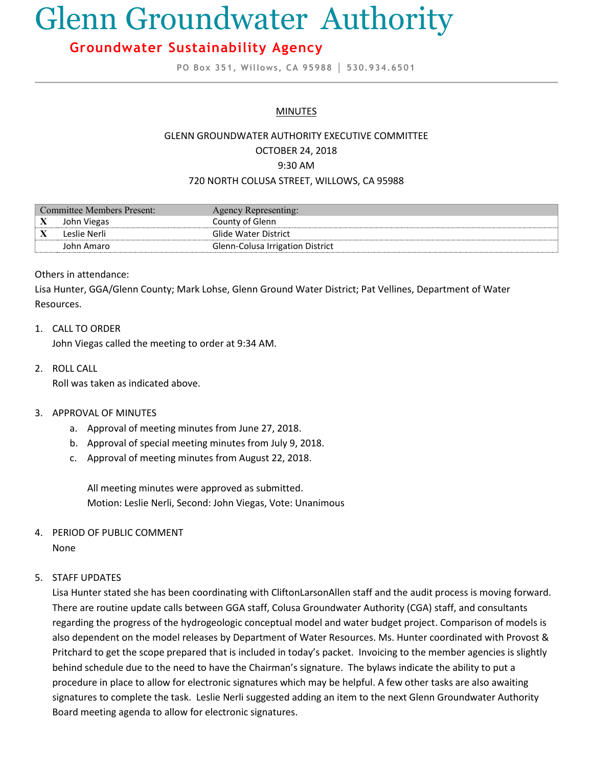# Glenn Groundwater Authority

## Groundwater Sustainability Agency

PO Box 351, Willows, CA 95988 │ 530.934.6501

MINUTES

GLENN GROUNDWATER AUTHORITY EXECUTIVE COMMITTEE
OCTOBER 24, 2018
9:30 AM
720 NORTH COLUSA STREET, WILLOWS, CA 95988

| Committee Members Present: | | Agency Representing: |
|---|---|---|
| X | John Viegas | County of Glenn |
| X | Leslie Nerli | Glide Water District |
| | John Amaro | Glenn-Colusa Irrigation District |

Others in attendance:
Lisa Hunter, GGA/Glenn County; Mark Lohse, Glenn Ground Water District; Pat Vellines, Department of Water Resources.

1. CALL TO ORDER
   John Viegas called the meeting to order at 9:34 AM.

2. ROLL CALL
   Roll was taken as indicated above.

3. APPROVAL OF MINUTES
   a. Approval of meeting minutes from June 27, 2018.
   b. Approval of special meeting minutes from July 9, 2018.
   c. Approval of meeting minutes from August 22, 2018.

   All meeting minutes were approved as submitted.
   Motion: Leslie Nerli, Second: John Viegas, Vote: Unanimous

4. PERIOD OF PUBLIC COMMENT
   None

5. STAFF UPDATES
   Lisa Hunter stated she has been coordinating with CliftonLarsonAllen staff and the audit process is moving forward. There are routine update calls between GGA staff, Colusa Groundwater Authority (CGA) staff, and consultants regarding the progress of the hydrogeologic conceptual model and water budget project. Comparison of models is also dependent on the model releases by Department of Water Resources. Ms. Hunter coordinated with Provost & Pritchard to get the scope prepared that is included in today's packet. Invoicing to the member agencies is slightly behind schedule due to the need to have the Chairman's signature. The bylaws indicate the ability to put a procedure in place to allow for electronic signatures which may be helpful. A few other tasks are also awaiting signatures to complete the task. Leslie Nerli suggested adding an item to the next Glenn Groundwater Authority Board meeting agenda to allow for electronic signatures.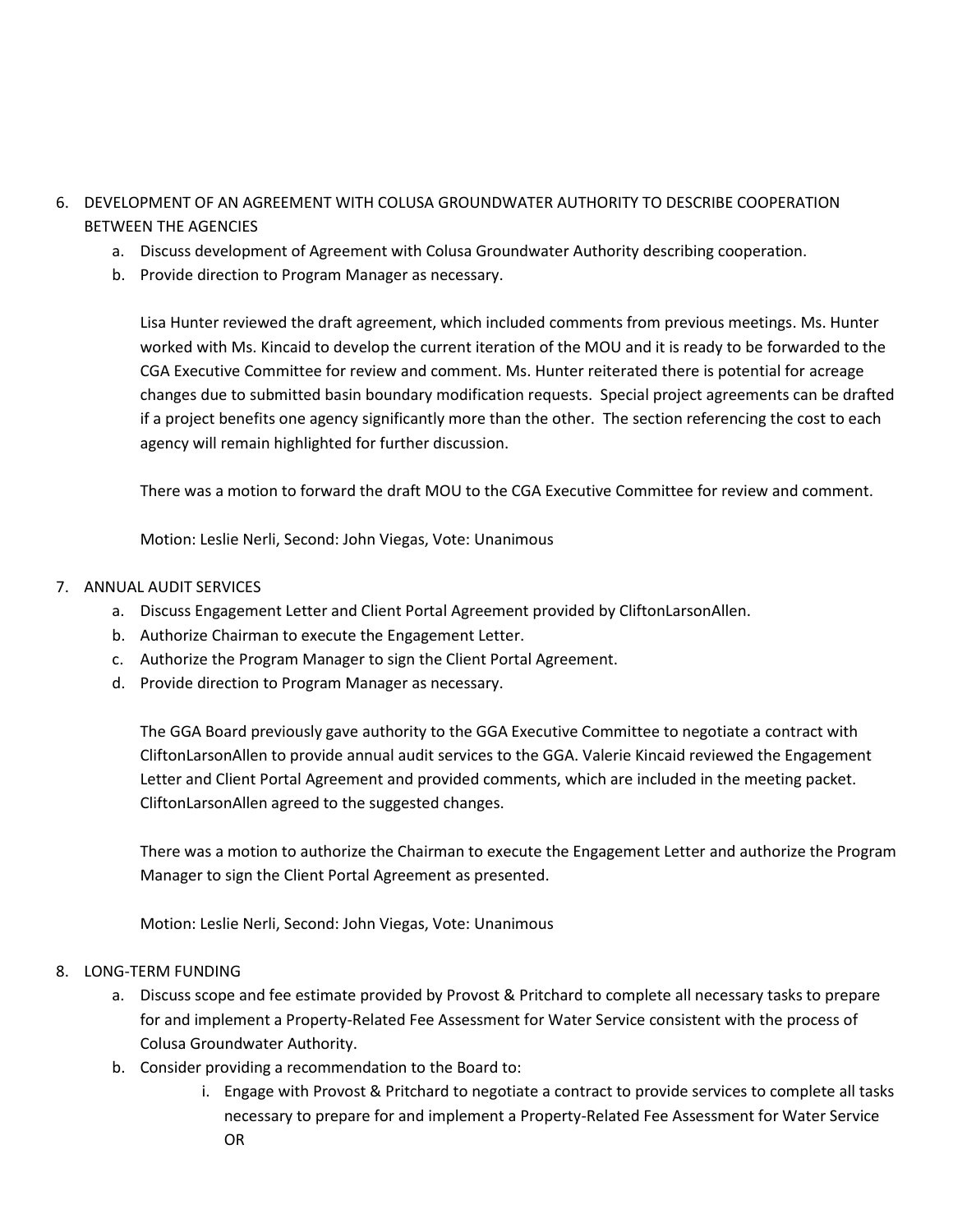6. DEVELOPMENT OF AN AGREEMENT WITH COLUSA GROUNDWATER AUTHORITY TO DESCRIBE COOPERATION BETWEEN THE AGENCIES
   a. Discuss development of Agreement with Colusa Groundwater Authority describing cooperation.
   b. Provide direction to Program Manager as necessary.

   Lisa Hunter reviewed the draft agreement, which included comments from previous meetings. Ms. Hunter worked with Ms. Kincaid to develop the current iteration of the MOU and it is ready to be forwarded to the CGA Executive Committee for review and comment. Ms. Hunter reiterated there is potential for acreage changes due to submitted basin boundary modification requests. Special project agreements can be drafted if a project benefits one agency significantly more than the other. The section referencing the cost to each agency will remain highlighted for further discussion.

   There was a motion to forward the draft MOU to the CGA Executive Committee for review and comment.

   Motion: Leslie Nerli, Second: John Viegas, Vote: Unanimous

7. ANNUAL AUDIT SERVICES
   a. Discuss Engagement Letter and Client Portal Agreement provided by CliftonLarsonAllen.
   b. Authorize Chairman to execute the Engagement Letter.
   c. Authorize the Program Manager to sign the Client Portal Agreement.
   d. Provide direction to Program Manager as necessary.

   The GGA Board previously gave authority to the GGA Executive Committee to negotiate a contract with CliftonLarsonAllen to provide annual audit services to the GGA. Valerie Kincaid reviewed the Engagement Letter and Client Portal Agreement and provided comments, which are included in the meeting packet. CliftonLarsonAllen agreed to the suggested changes.

   There was a motion to authorize the Chairman to execute the Engagement Letter and authorize the Program Manager to sign the Client Portal Agreement as presented.

   Motion: Leslie Nerli, Second: John Viegas, Vote: Unanimous

8. LONG-TERM FUNDING
   a. Discuss scope and fee estimate provided by Provost & Pritchard to complete all necessary tasks to prepare for and implement a Property-Related Fee Assessment for Water Service consistent with the process of Colusa Groundwater Authority.
   b. Consider providing a recommendation to the Board to:
      i. Engage with Provost & Pritchard to negotiate a contract to provide services to complete all tasks necessary to prepare for and implement a Property-Related Fee Assessment for Water Service OR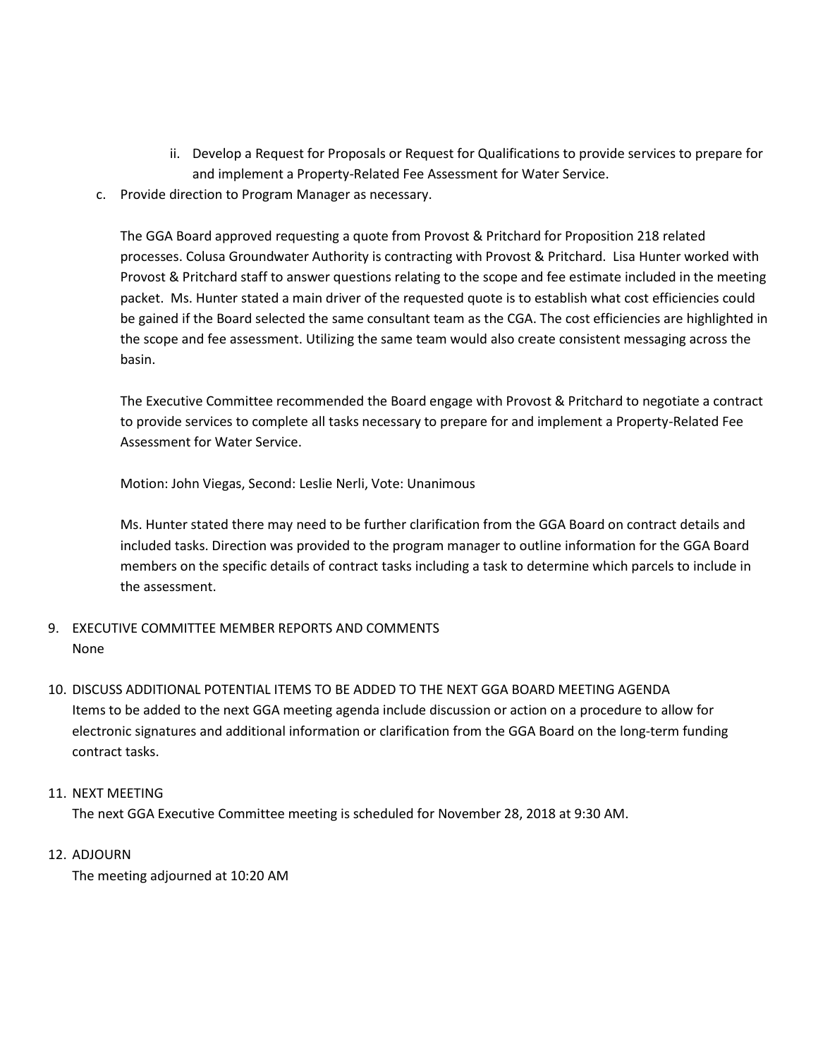ii. Develop a Request for Proposals or Request for Qualifications to provide services to prepare for and implement a Property-Related Fee Assessment for Water Service.

c. Provide direction to Program Manager as necessary.

   The GGA Board approved requesting a quote from Provost & Pritchard for Proposition 218 related processes. Colusa Groundwater Authority is contracting with Provost & Pritchard. Lisa Hunter worked with Provost & Pritchard staff to answer questions relating to the scope and fee estimate included in the meeting packet. Ms. Hunter stated a main driver of the requested quote is to establish what cost efficiencies could be gained if the Board selected the same consultant team as the CGA. The cost efficiencies are highlighted in the scope and fee assessment. Utilizing the same team would also create consistent messaging across the basin.

   The Executive Committee recommended the Board engage with Provost & Pritchard to negotiate a contract to provide services to complete all tasks necessary to prepare for and implement a Property-Related Fee Assessment for Water Service.

   Motion: John Viegas, Second: Leslie Nerli, Vote: Unanimous

   Ms. Hunter stated there may need to be further clarification from the GGA Board on contract details and included tasks. Direction was provided to the program manager to outline information for the GGA Board members on the specific details of contract tasks including a task to determine which parcels to include in the assessment.

9. EXECUTIVE COMMITTEE MEMBER REPORTS AND COMMENTS
   None

10. DISCUSS ADDITIONAL POTENTIAL ITEMS TO BE ADDED TO THE NEXT GGA BOARD MEETING AGENDA
    Items to be added to the next GGA meeting agenda include discussion or action on a procedure to allow for electronic signatures and additional information or clarification from the GGA Board on the long-term funding contract tasks.

11. NEXT MEETING
    The next GGA Executive Committee meeting is scheduled for November 28, 2018 at 9:30 AM.

12. ADJOURN
    The meeting adjourned at 10:20 AM